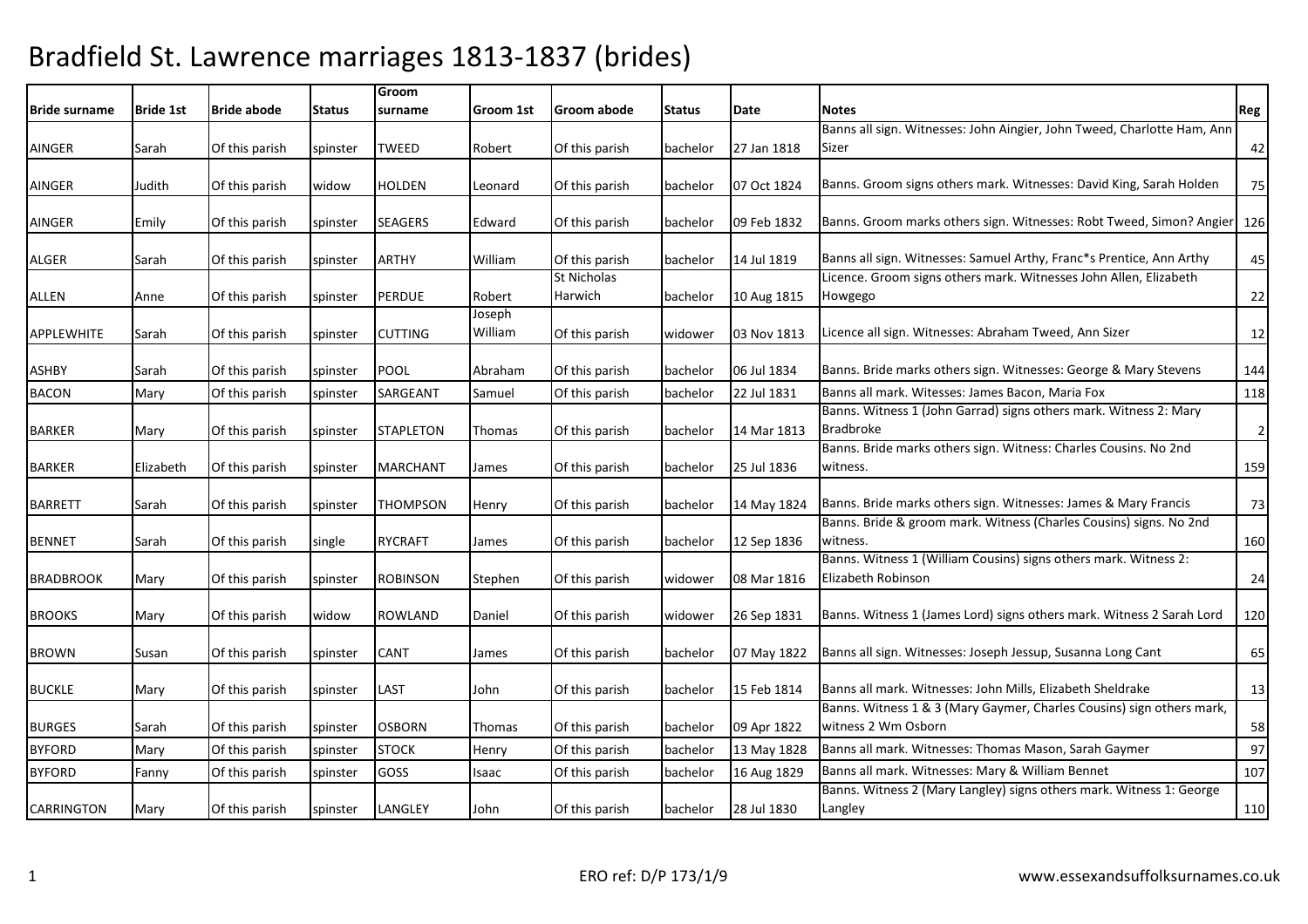# Bradfield St. Lawrence marriages 1813-1837 (brides)

| Bride surname | Bride 1st | Bride abode | Status | Groom surname | Groom 1st | Groom abode | Status | Date | Notes | Reg |
|---|---|---|---|---|---|---|---|---|---|---|
| AINGER | Sarah | Of this parish | spinster | TWEED | Robert | Of this parish | bachelor | 27 Jan 1818 | Banns all sign. Witnesses: John Aingier, John Tweed, Charlotte Ham, Ann Sizer | 42 |
| AINGER | Judith | Of this parish | widow | HOLDEN | Leonard | Of this parish | bachelor | 07 Oct 1824 | Banns. Groom signs others mark. Witnesses: David King, Sarah Holden | 75 |
| AINGER | Emily | Of this parish | spinster | SEAGERS | Edward | Of this parish | bachelor | 09 Feb 1832 | Banns. Groom marks others sign. Witnesses: Robt Tweed, Simon? Angier | 126 |
| ALGER | Sarah | Of this parish | spinster | ARTHY | William | Of this parish | bachelor | 14 Jul 1819 | Banns all sign. Witnesses: Samuel Arthy, Franc*s Prentice, Ann Arthy | 45 |
| ALLEN | Anne | Of this parish | spinster | PERDUE | Robert | St Nicholas Harwich | bachelor | 10 Aug 1815 | Licence. Groom signs others mark. Witnesses John Allen, Elizabeth Howgego | 22 |
| APPLEWHITE | Sarah | Of this parish | spinster | CUTTING | Joseph William | Of this parish | widower | 03 Nov 1813 | Licence all sign. Witnesses: Abraham Tweed, Ann Sizer | 12 |
| ASHBY | Sarah | Of this parish | spinster | POOL | Abraham | Of this parish | bachelor | 06 Jul 1834 | Banns. Bride marks others sign. Witnesses: George & Mary Stevens | 144 |
| BACON | Mary | Of this parish | spinster | SARGEANT | Samuel | Of this parish | bachelor | 22 Jul 1831 | Banns all mark. Witesses: James Bacon, Maria Fox | 118 |
| BARKER | Mary | Of this parish | spinster | STAPLETON | Thomas | Of this parish | bachelor | 14 Mar 1813 | Banns. Witness 1 (John Garrad) signs others mark. Witness 2: Mary Bradbroke | 2 |
| BARKER | Elizabeth | Of this parish | spinster | MARCHANT | James | Of this parish | bachelor | 25 Jul 1836 | Banns. Bride marks others sign. Witness: Charles Cousins. No 2nd witness. | 159 |
| BARRETT | Sarah | Of this parish | spinster | THOMPSON | Henry | Of this parish | bachelor | 14 May 1824 | Banns. Bride marks others sign. Witnesses: James & Mary Francis | 73 |
| BENNET | Sarah | Of this parish | single | RYCRAFT | James | Of this parish | bachelor | 12 Sep 1836 | Banns. Bride & groom mark. Witness (Charles Cousins) signs. No 2nd witness. | 160 |
| BRADBROOK | Mary | Of this parish | spinster | ROBINSON | Stephen | Of this parish | widower | 08 Mar 1816 | Banns. Witness 1 (William Cousins) signs others mark. Witness 2: Elizabeth Robinson | 24 |
| BROOKS | Mary | Of this parish | widow | ROWLAND | Daniel | Of this parish | widower | 26 Sep 1831 | Banns. Witness 1 (James Lord) signs others mark. Witness 2 Sarah Lord | 120 |
| BROWN | Susan | Of this parish | spinster | CANT | James | Of this parish | bachelor | 07 May 1822 | Banns all sign. Witnesses: Joseph Jessup, Susanna Long Cant | 65 |
| BUCKLE | Mary | Of this parish | spinster | LAST | John | Of this parish | bachelor | 15 Feb 1814 | Banns all mark. Witnesses: John Mills, Elizabeth Sheldrake | 13 |
| BURGES | Sarah | Of this parish | spinster | OSBORN | Thomas | Of this parish | bachelor | 09 Apr 1822 | Banns. Witness 1 & 3 (Mary Gaymer, Charles Cousins) sign others mark, witness 2 Wm Osborn | 58 |
| BYFORD | Mary | Of this parish | spinster | STOCK | Henry | Of this parish | bachelor | 13 May 1828 | Banns all mark. Witnesses: Thomas Mason, Sarah Gaymer | 97 |
| BYFORD | Fanny | Of this parish | spinster | GOSS | Isaac | Of this parish | bachelor | 16 Aug 1829 | Banns all mark. Witnesses: Mary & William Bennet | 107 |
| CARRINGTON | Mary | Of this parish | spinster | LANGLEY | John | Of this parish | bachelor | 28 Jul 1830 | Banns. Witness 2 (Mary Langley) signs others mark. Witness 1: George Langley | 110 |

ERO ref: D/P 173/1/9

www.essexandsuffolksurnames.co.uk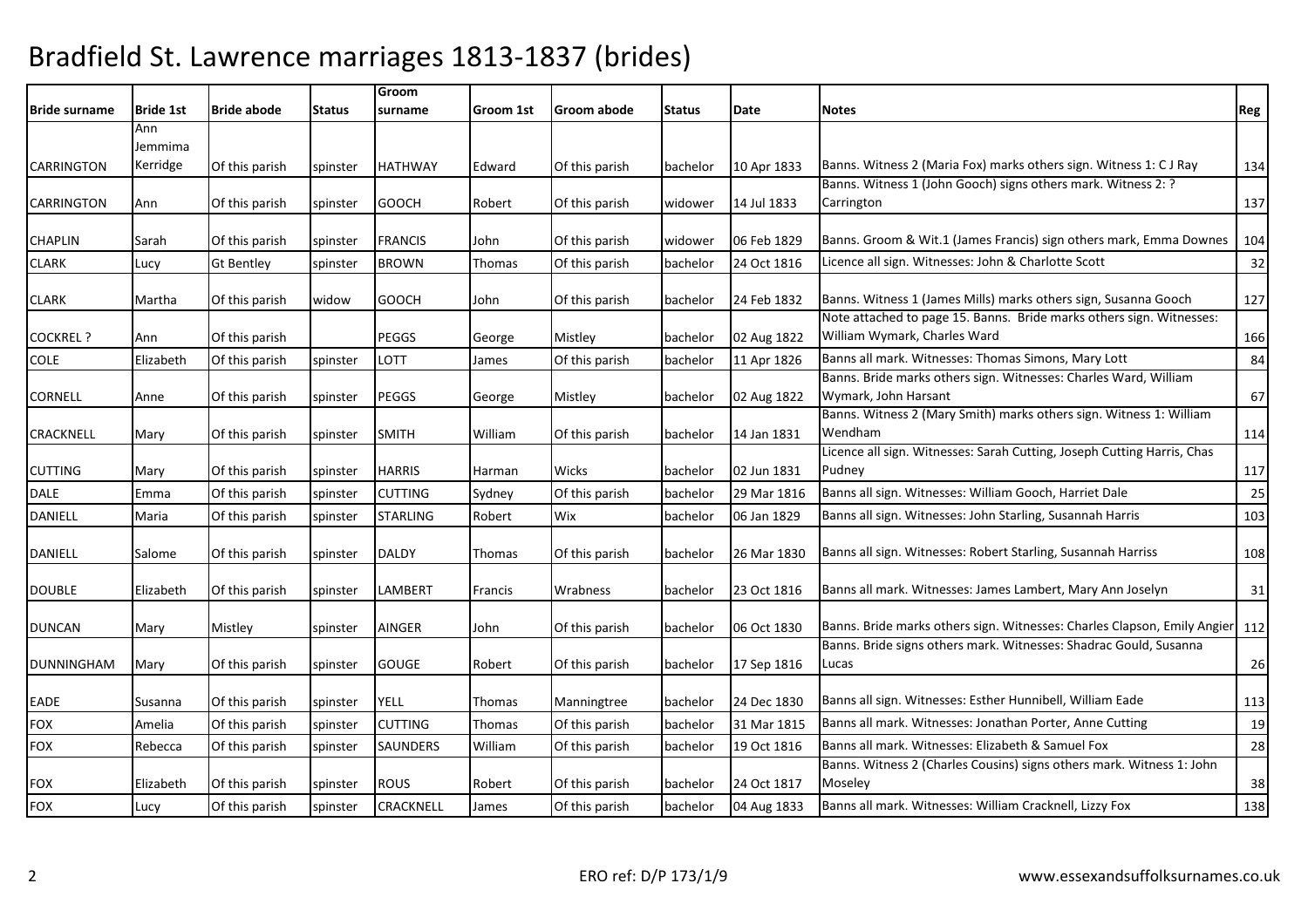# Bradfield St. Lawrence marriages 1813-1837 (brides)

| Bride surname | Bride 1st | Bride abode | Status | Groom surname | Groom 1st | Groom abode | Status | Date | Notes | Reg |
|---|---|---|---|---|---|---|---|---|---|---|
| CARRINGTON | Ann Jemmima Kerridge | Of this parish | spinster | HATHWAY | Edward | Of this parish | bachelor | 10 Apr 1833 | Banns. Witness 2 (Maria Fox) marks others sign. Witness 1: C J Ray | 134 |
| CARRINGTON | Ann | Of this parish | spinster | GOOCH | Robert | Of this parish | widower | 14 Jul 1833 | Banns. Witness 1 (John Gooch) signs others mark. Witness 2: ? Carrington | 137 |
| CHAPLIN | Sarah | Of this parish | spinster | FRANCIS | John | Of this parish | widower | 06 Feb 1829 | Banns. Groom & Wit.1 (James Francis) sign others mark, Emma Downes | 104 |
| CLARK | Lucy | Gt Bentley | spinster | BROWN | Thomas | Of this parish | bachelor | 24 Oct 1816 | Licence all sign. Witnesses: John & Charlotte Scott | 32 |
| CLARK | Martha | Of this parish | widow | GOOCH | John | Of this parish | bachelor | 24 Feb 1832 | Banns. Witness 1 (James Mills) marks others sign, Susanna Gooch | 127 |
| COCKREL ? | Ann | Of this parish | | PEGGS | George | Mistley | bachelor | 02 Aug 1822 | Note attached to page 15. Banns. Bride marks others sign. Witnesses: William Wymark, Charles Ward | 166 |
| COLE | Elizabeth | Of this parish | spinster | LOTT | James | Of this parish | bachelor | 11 Apr 1826 | Banns all mark. Witnesses: Thomas Simons, Mary Lott | 84 |
| CORNELL | Anne | Of this parish | spinster | PEGGS | George | Mistley | bachelor | 02 Aug 1822 | Banns. Bride marks others sign. Witnesses: Charles Ward, William Wymark, John Harsant | 67 |
| CRACKNELL | Mary | Of this parish | spinster | SMITH | William | Of this parish | bachelor | 14 Jan 1831 | Banns. Witness 2 (Mary Smith) marks others sign. Witness 1: William Wendham | 114 |
| CUTTING | Mary | Of this parish | spinster | HARRIS | Harman | Wicks | bachelor | 02 Jun 1831 | Licence all sign. Witnesses: Sarah Cutting, Joseph Cutting Harris, Chas Pudney | 117 |
| DALE | Emma | Of this parish | spinster | CUTTING | Sydney | Of this parish | bachelor | 29 Mar 1816 | Banns all sign. Witnesses: William Gooch, Harriet Dale | 25 |
| DANIELL | Maria | Of this parish | spinster | STARLING | Robert | Wix | bachelor | 06 Jan 1829 | Banns all sign. Witnesses: John Starling, Susannah Harris | 103 |
| DANIELL | Salome | Of this parish | spinster | DALDY | Thomas | Of this parish | bachelor | 26 Mar 1830 | Banns all sign. Witnesses: Robert Starling, Susannah Harriss | 108 |
| DOUBLE | Elizabeth | Of this parish | spinster | LAMBERT | Francis | Wrabness | bachelor | 23 Oct 1816 | Banns all mark. Witnesses: James Lambert, Mary Ann Joselyn | 31 |
| DUNCAN | Mary | Mistley | spinster | AINGER | John | Of this parish | bachelor | 06 Oct 1830 | Banns. Bride marks others sign. Witnesses: Charles Clapson, Emily Angier | 112 |
| DUNNINGHAM | Mary | Of this parish | spinster | GOUGE | Robert | Of this parish | bachelor | 17 Sep 1816 | Banns. Bride signs others mark. Witnesses: Shadrac Gould, Susanna Lucas | 26 |
| EADE | Susanna | Of this parish | spinster | YELL | Thomas | Manningtree | bachelor | 24 Dec 1830 | Banns all sign. Witnesses: Esther Hunnibell, William Eade | 113 |
| FOX | Amelia | Of this parish | spinster | CUTTING | Thomas | Of this parish | bachelor | 31 Mar 1815 | Banns all mark. Witnesses: Jonathan Porter, Anne Cutting | 19 |
| FOX | Rebecca | Of this parish | spinster | SAUNDERS | William | Of this parish | bachelor | 19 Oct 1816 | Banns all mark. Witnesses: Elizabeth & Samuel Fox | 28 |
| FOX | Elizabeth | Of this parish | spinster | ROUS | Robert | Of this parish | bachelor | 24 Oct 1817 | Banns. Witness 2 (Charles Cousins) signs others mark. Witness 1: John Moseley | 38 |
| FOX | Lucy | Of this parish | spinster | CRACKNELL | James | Of this parish | bachelor | 04 Aug 1833 | Banns all mark. Witnesses: William Cracknell, Lizzy Fox | 138 |

ERO ref: D/P 173/1/9

www.essexandsuffolksurnames.co.uk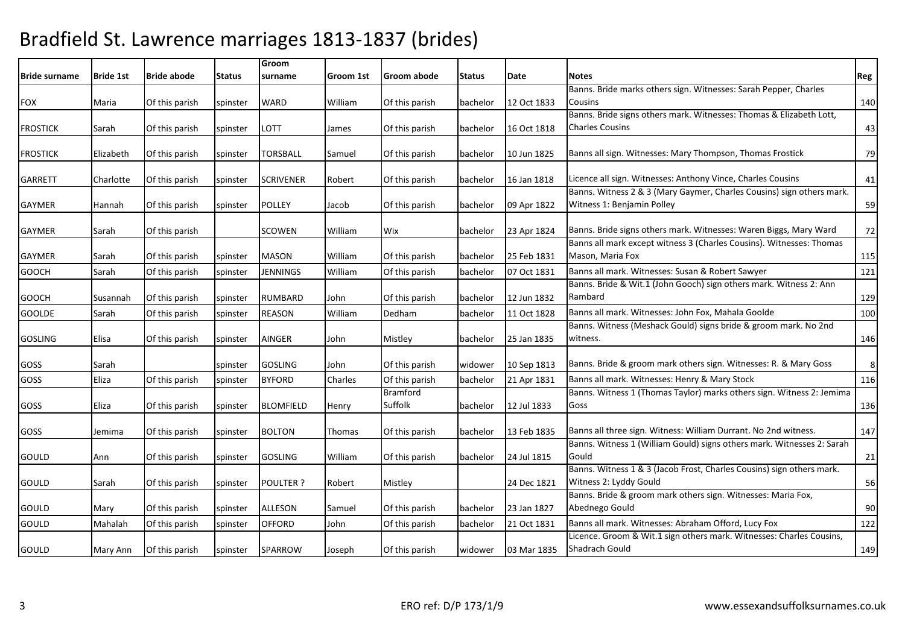# Bradfield St. Lawrence marriages 1813-1837 (brides)

| Bride surname | Bride 1st | Bride abode | Status | Groom surname | Groom 1st | Groom abode | Status | Date | Notes | Reg |
|---|---|---|---|---|---|---|---|---|---|---|
| FOX | Maria | Of this parish | spinster | WARD | William | Of this parish | bachelor | 12 Oct 1833 | Banns. Bride marks others sign. Witnesses: Sarah Pepper, Charles Cousins | 140 |
| FROSTICK | Sarah | Of this parish | spinster | LOTT | James | Of this parish | bachelor | 16 Oct 1818 | Banns. Bride signs others mark. Witnesses: Thomas & Elizabeth Lott, Charles Cousins | 43 |
| FROSTICK | Elizabeth | Of this parish | spinster | TORSBALL | Samuel | Of this parish | bachelor | 10 Jun 1825 | Banns all sign. Witnesses: Mary Thompson, Thomas Frostick | 79 |
| GARRETT | Charlotte | Of this parish | spinster | SCRIVENER | Robert | Of this parish | bachelor | 16 Jan 1818 | Licence all sign. Witnesses: Anthony Vince, Charles Cousins | 41 |
| GAYMER | Hannah | Of this parish | spinster | POLLEY | Jacob | Of this parish | bachelor | 09 Apr 1822 | Banns. Witness 2 & 3 (Mary Gaymer, Charles Cousins) sign others mark. Witness 1: Benjamin Polley | 59 |
| GAYMER | Sarah | Of this parish | | SCOWEN | William | Wix | bachelor | 23 Apr 1824 | Banns. Bride signs others mark. Witnesses: Waren Biggs, Mary Ward | 72 |
| GAYMER | Sarah | Of this parish | spinster | MASON | William | Of this parish | bachelor | 25 Feb 1831 | Banns all mark except witness 3 (Charles Cousins). Witnesses: Thomas Mason, Maria Fox | 115 |
| GOOCH | Sarah | Of this parish | spinster | JENNINGS | William | Of this parish | bachelor | 07 Oct 1831 | Banns all mark. Witnesses: Susan & Robert Sawyer | 121 |
| GOOCH | Susannah | Of this parish | spinster | RUMBARD | John | Of this parish | bachelor | 12 Jun 1832 | Banns. Bride & Wit.1 (John Gooch) sign others mark. Witness 2: Ann Rambard | 129 |
| GOOLDE | Sarah | Of this parish | spinster | REASON | William | Dedham | bachelor | 11 Oct 1828 | Banns all mark. Witnesses: John Fox, Mahala Goolde | 100 |
| GOSLING | Elisa | Of this parish | spinster | AINGER | John | Mistley | bachelor | 25 Jan 1835 | Banns. Witness (Meshack Gould) signs bride & groom mark. No 2nd witness. | 146 |
| GOSS | Sarah | | spinster | GOSLING | John | Of this parish | widower | 10 Sep 1813 | Banns. Bride & groom mark others sign. Witnesses: R. & Mary Goss | 8 |
| GOSS | Eliza | Of this parish | spinster | BYFORD | Charles | Of this parish | bachelor | 21 Apr 1831 | Banns all mark. Witnesses: Henry & Mary Stock | 116 |
| GOSS | Eliza | Of this parish | spinster | BLOMFIELD | Henry | Bramford Suffolk | bachelor | 12 Jul 1833 | Banns. Witness 1 (Thomas Taylor) marks others sign. Witness 2: Jemima Goss | 136 |
| GOSS | Jemima | Of this parish | spinster | BOLTON | Thomas | Of this parish | bachelor | 13 Feb 1835 | Banns all three sign. Witness: William Durrant. No 2nd witness. | 147 |
| GOULD | Ann | Of this parish | spinster | GOSLING | William | Of this parish | bachelor | 24 Jul 1815 | Banns. Witness 1 (William Gould) signs others mark. Witnesses 2: Sarah Gould | 21 |
| GOULD | Sarah | Of this parish | spinster | POULTER ? | Robert | Mistley | | 24 Dec 1821 | Banns. Witness 1 & 3 (Jacob Frost, Charles Cousins) sign others mark. Witness 2: Lyddy Gould | 56 |
| GOULD | Mary | Of this parish | spinster | ALLESON | Samuel | Of this parish | bachelor | 23 Jan 1827 | Banns. Bride & groom mark others sign. Witnesses: Maria Fox, Abednego Gould | 90 |
| GOULD | Mahalah | Of this parish | spinster | OFFORD | John | Of this parish | bachelor | 21 Oct 1831 | Banns all mark. Witnesses: Abraham Offord, Lucy Fox | 122 |
| GOULD | Mary Ann | Of this parish | spinster | SPARROW | Joseph | Of this parish | widower | 03 Mar 1835 | Licence. Groom & Wit.1 sign others mark. Witnesses: Charles Cousins, Shadrach Gould | 149 |

ERO ref: D/P 173/1/9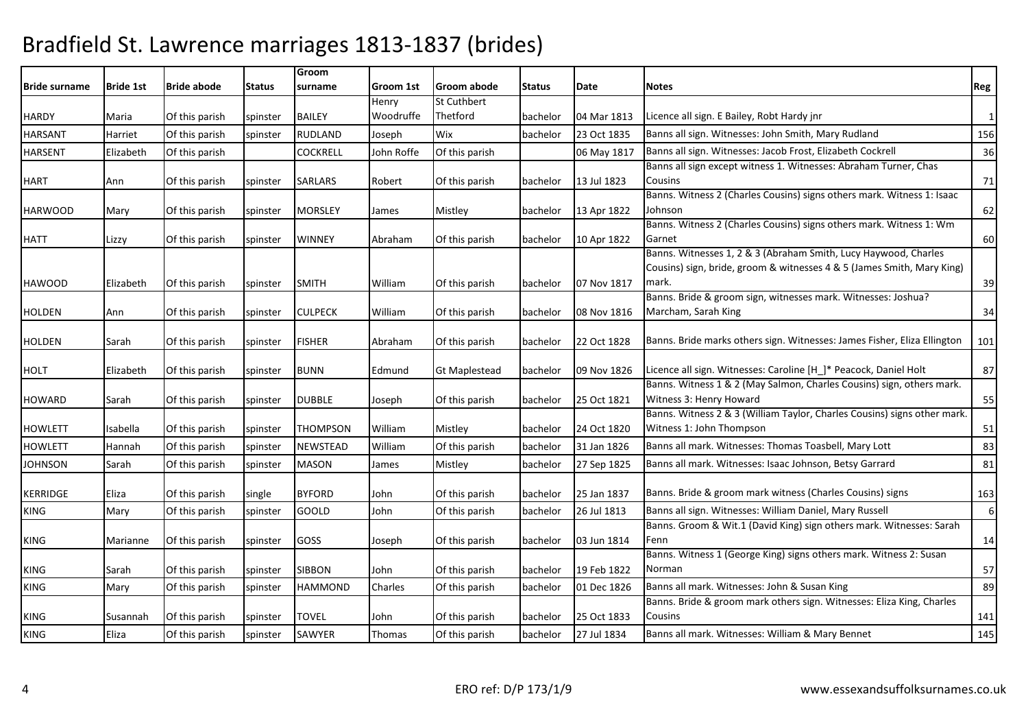# Bradfield St. Lawrence marriages 1813-1837 (brides)

| Bride surname | Bride 1st | Bride abode | Status | Groom surname | Groom 1st | Groom abode | Status | Date | Notes | Reg |
|---|---|---|---|---|---|---|---|---|---|---|
| HARDY | Maria | Of this parish | spinster | BAILEY | Henry Woodruffe | St Cuthbert Thetford | bachelor | 04 Mar 1813 | Licence all sign. E Bailey, Robt Hardy jnr | 1 |
| HARSANT | Harriet | Of this parish | spinster | RUDLAND | Joseph | Wix | bachelor | 23 Oct 1835 | Banns all sign. Witnesses: John Smith, Mary Rudland | 156 |
| HARSENT | Elizabeth | Of this parish | | COCKRELL | John Roffe | Of this parish | | 06 May 1817 | Banns all sign. Witnesses: Jacob Frost, Elizabeth Cockrell | 36 |
| HART | Ann | Of this parish | spinster | SARLARS | Robert | Of this parish | bachelor | 13 Jul 1823 | Banns all sign except witness 1. Witnesses: Abraham Turner, Chas Cousins | 71 |
| HARWOOD | Mary | Of this parish | spinster | MORSLEY | James | Mistley | bachelor | 13 Apr 1822 | Banns. Witness 2 (Charles Cousins) signs others mark. Witness 1: Isaac Johnson | 62 |
| HATT | Lizzy | Of this parish | spinster | WINNEY | Abraham | Of this parish | bachelor | 10 Apr 1822 | Banns. Witness 2 (Charles Cousins) signs others mark. Witness 1: Wm Garnet | 60 |
| HAWOOD | Elizabeth | Of this parish | spinster | SMITH | William | Of this parish | bachelor | 07 Nov 1817 | Banns. Witnesses 1, 2 & 3 (Abraham Smith, Lucy Haywood, Charles Cousins) sign, bride, groom & witnesses 4 & 5 (James Smith, Mary King) mark. | 39 |
| HOLDEN | Ann | Of this parish | spinster | CULPECK | William | Of this parish | bachelor | 08 Nov 1816 | Banns. Bride & groom sign, witnesses mark. Witnesses: Joshua? Marcham, Sarah King | 34 |
| HOLDEN | Sarah | Of this parish | spinster | FISHER | Abraham | Of this parish | bachelor | 22 Oct 1828 | Banns. Bride marks others sign. Witnesses: James Fisher, Eliza Ellington | 101 |
| HOLT | Elizabeth | Of this parish | spinster | BUNN | Edmund | Gt Maplestead | bachelor | 09 Nov 1826 | Licence all sign. Witnesses: Caroline [H_]* Peacock, Daniel Holt | 87 |
| HOWARD | Sarah | Of this parish | spinster | DUBBLE | Joseph | Of this parish | bachelor | 25 Oct 1821 | Banns. Witness 1 & 2 (May Salmon, Charles Cousins) sign, others mark. Witness 3: Henry Howard | 55 |
| HOWLETT | Isabella | Of this parish | spinster | THOMPSON | William | Mistley | bachelor | 24 Oct 1820 | Banns. Witness 2 & 3 (William Taylor, Charles Cousins) signs other mark. Witness 1: John Thompson | 51 |
| HOWLETT | Hannah | Of this parish | spinster | NEWSTEAD | William | Of this parish | bachelor | 31 Jan 1826 | Banns all mark. Witnesses: Thomas Toasbell, Mary Lott | 83 |
| JOHNSON | Sarah | Of this parish | spinster | MASON | James | Mistley | bachelor | 27 Sep 1825 | Banns all mark. Witnesses: Isaac Johnson, Betsy Garrard | 81 |
| KERRIDGE | Eliza | Of this parish | single | BYFORD | John | Of this parish | bachelor | 25 Jan 1837 | Banns. Bride & groom mark witness (Charles Cousins) signs | 163 |
| KING | Mary | Of this parish | spinster | GOOLD | John | Of this parish | bachelor | 26 Jul 1813 | Banns all sign. Witnesses: William Daniel, Mary Russell | 6 |
| KING | Marianne | Of this parish | spinster | GOSS | Joseph | Of this parish | bachelor | 03 Jun 1814 | Banns. Groom & Wit.1 (David King) sign others mark. Witnesses: Sarah Fenn | 14 |
| KING | Sarah | Of this parish | spinster | SIBBON | John | Of this parish | bachelor | 19 Feb 1822 | Banns. Witness 1 (George King) signs others mark. Witness 2: Susan Norman | 57 |
| KING | Mary | Of this parish | spinster | HAMMOND | Charles | Of this parish | bachelor | 01 Dec 1826 | Banns all mark. Witnesses: John & Susan King | 89 |
| KING | Susannah | Of this parish | spinster | TOVEL | John | Of this parish | bachelor | 25 Oct 1833 | Banns. Bride & groom mark others sign. Witnesses: Eliza King, Charles Cousins | 141 |
| KING | Eliza | Of this parish | spinster | SAWYER | Thomas | Of this parish | bachelor | 27 Jul 1834 | Banns all mark. Witnesses: William & Mary Bennet | 145 |

ERO ref: D/P 173/1/9

www.essexandsuffolksurnames.co.uk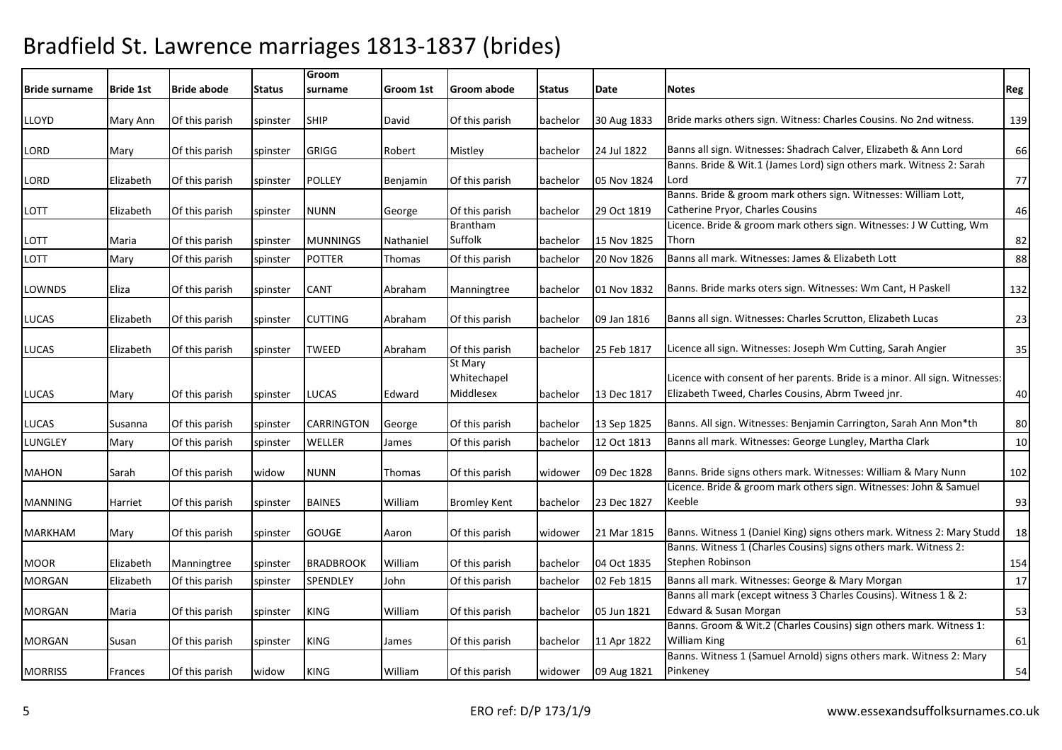# Bradfield St. Lawrence marriages 1813-1837 (brides)

| Bride surname | Bride 1st | Bride abode | Status | Groom surname | Groom 1st | Groom abode | Status | Date | Notes | Reg |
|---|---|---|---|---|---|---|---|---|---|---|
| LLOYD | Mary Ann | Of this parish | spinster | SHIP | David | Of this parish | bachelor | 30 Aug 1833 | Bride marks others sign. Witness: Charles Cousins. No 2nd witness. | 139 |
| LORD | Mary | Of this parish | spinster | GRIGG | Robert | Mistley | bachelor | 24 Jul 1822 | Banns all sign. Witnesses: Shadrach Calver, Elizabeth & Ann Lord | 66 |
| LORD | Elizabeth | Of this parish | spinster | POLLEY | Benjamin | Of this parish | bachelor | 05 Nov 1824 | Banns. Bride & Wit.1 (James Lord) sign others mark. Witness 2: Sarah Lord | 77 |
| LOTT | Elizabeth | Of this parish | spinster | NUNN | George | Of this parish | bachelor | 29 Oct 1819 | Banns. Bride & groom mark others sign. Witnesses: William Lott, Catherine Pryor, Charles Cousins | 46 |
| LOTT | Maria | Of this parish | spinster | MUNNINGS | Nathaniel | Brantham Suffolk | bachelor | 15 Nov 1825 | Licence. Bride & groom mark others sign. Witnesses: J W Cutting, Wm Thorn | 82 |
| LOTT | Mary | Of this parish | spinster | POTTER | Thomas | Of this parish | bachelor | 20 Nov 1826 | Banns all mark. Witnesses: James & Elizabeth Lott | 88 |
| LOWNDS | Eliza | Of this parish | spinster | CANT | Abraham | Manningtree | bachelor | 01 Nov 1832 | Banns. Bride marks oters sign. Witnesses: Wm Cant, H Paskell | 132 |
| LUCAS | Elizabeth | Of this parish | spinster | CUTTING | Abraham | Of this parish | bachelor | 09 Jan 1816 | Banns all sign. Witnesses: Charles Scrutton, Elizabeth Lucas | 23 |
| LUCAS | Elizabeth | Of this parish | spinster | TWEED | Abraham | Of this parish | bachelor | 25 Feb 1817 | Licence all sign. Witnesses: Joseph Wm Cutting, Sarah Angier | 35 |
| LUCAS | Mary | Of this parish | spinster | LUCAS | Edward | St Mary Whitechapel Middlesex | bachelor | 13 Dec 1817 | Licence with consent of her parents. Bride is a minor. All sign. Witnesses: Elizabeth Tweed, Charles Cousins, Abrm Tweed jnr. | 40 |
| LUCAS | Susanna | Of this parish | spinster | CARRINGTON | George | Of this parish | bachelor | 13 Sep 1825 | Banns. All sign. Witnesses: Benjamin Carrington, Sarah Ann Mon*th | 80 |
| LUNGLEY | Mary | Of this parish | spinster | WELLER | James | Of this parish | bachelor | 12 Oct 1813 | Banns all mark. Witnesses: George Lungley, Martha Clark | 10 |
| MAHON | Sarah | Of this parish | widow | NUNN | Thomas | Of this parish | widower | 09 Dec 1828 | Banns. Bride signs others mark. Witnesses: William & Mary Nunn | 102 |
| MANNING | Harriet | Of this parish | spinster | BAINES | William | Bromley Kent | bachelor | 23 Dec 1827 | Licence. Bride & groom mark others sign. Witnesses: John & Samuel Keeble | 93 |
| MARKHAM | Mary | Of this parish | spinster | GOUGE | Aaron | Of this parish | widower | 21 Mar 1815 | Banns. Witness 1 (Daniel King) signs others mark. Witness 2: Mary Studd | 18 |
| MOOR | Elizabeth | Manningtree | spinster | BRADBROOK | William | Of this parish | bachelor | 04 Oct 1835 | Banns. Witness 1 (Charles Cousins) signs others mark. Witness 2: Stephen Robinson | 154 |
| MORGAN | Elizabeth | Of this parish | spinster | SPENDLEY | John | Of this parish | bachelor | 02 Feb 1815 | Banns all mark. Witnesses: George & Mary Morgan | 17 |
| MORGAN | Maria | Of this parish | spinster | KING | William | Of this parish | bachelor | 05 Jun 1821 | Banns all mark (except witness 3 Charles Cousins). Witness 1 & 2: Edward & Susan Morgan | 53 |
| MORGAN | Susan | Of this parish | spinster | KING | James | Of this parish | bachelor | 11 Apr 1822 | Banns. Groom & Wit.2 (Charles Cousins) sign others mark. Witness 1: William King | 61 |
| MORRISS | Frances | Of this parish | widow | KING | William | Of this parish | widower | 09 Aug 1821 | Banns. Witness 1 (Samuel Arnold) signs others mark. Witness 2: Mary Pinkeney | 54 |

ERO ref: D/P 173/1/9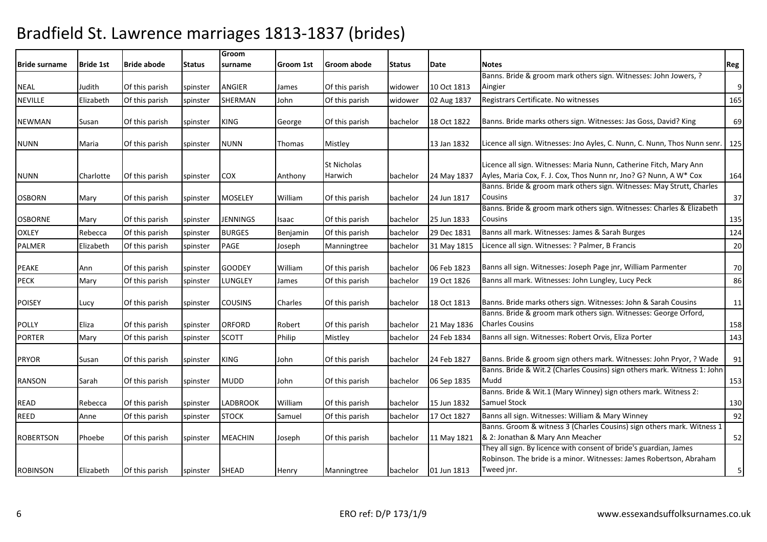# Bradfield St. Lawrence marriages 1813-1837 (brides)

| Bride surname | Bride 1st | Bride abode | Status | Groom surname | Groom 1st | Groom abode | Status | Date | Notes | Reg |
|---|---|---|---|---|---|---|---|---|---|---|
| NEAL | Judith | Of this parish | spinster | ANGIER | James | Of this parish | widower | 10 Oct 1813 | Banns. Bride & groom mark others sign. Witnesses: John Jowers, ? Aingier | 9 |
| NEVILLE | Elizabeth | Of this parish | spinster | SHERMAN | John | Of this parish | widower | 02 Aug 1837 | Registrars Certificate. No witnesses | 165 |
| NEWMAN | Susan | Of this parish | spinster | KING | George | Of this parish | bachelor | 18 Oct 1822 | Banns. Bride marks others sign. Witnesses: Jas Goss, David? King | 69 |
| NUNN | Maria | Of this parish | spinster | NUNN | Thomas | Mistley | | 13 Jan 1832 | Licence all sign. Witnesses: Jno Ayles, C. Nunn, C. Nunn, Thos Nunn senr. | 125 |
| NUNN | Charlotte | Of this parish | spinster | COX | Anthony | St Nicholas Harwich | bachelor | 24 May 1837 | Licence all sign. Witnesses: Maria Nunn, Catherine Fitch, Mary Ann Ayles, Maria Cox, F. J. Cox, Thos Nunn nr, Jno? G? Nunn, A W* Cox | 164 |
| OSBORN | Mary | Of this parish | spinster | MOSELEY | William | Of this parish | bachelor | 24 Jun 1817 | Banns. Bride & groom mark others sign. Witnesses: May Strutt, Charles Cousins | 37 |
| OSBORNE | Mary | Of this parish | spinster | JENNINGS | Isaac | Of this parish | bachelor | 25 Jun 1833 | Banns. Bride & groom mark others sign. Witnesses: Charles & Elizabeth Cousins | 135 |
| OXLEY | Rebecca | Of this parish | spinster | BURGES | Benjamin | Of this parish | bachelor | 29 Dec 1831 | Banns all mark. Witnesses: James & Sarah Burges | 124 |
| PALMER | Elizabeth | Of this parish | spinster | PAGE | Joseph | Manningtree | bachelor | 31 May 1815 | Licence all sign. Witnesses: ? Palmer, B Francis | 20 |
| PEAKE | Ann | Of this parish | spinster | GOODEY | William | Of this parish | bachelor | 06 Feb 1823 | Banns all sign. Witnesses: Joseph Page jnr, William Parmenter | 70 |
| PECK | Mary | Of this parish | spinster | LUNGLEY | James | Of this parish | bachelor | 19 Oct 1826 | Banns all mark. Witnesses: John Lungley, Lucy Peck | 86 |
| POISEY | Lucy | Of this parish | spinster | COUSINS | Charles | Of this parish | bachelor | 18 Oct 1813 | Banns. Bride marks others sign. Witnesses: John & Sarah Cousins | 11 |
| POLLY | Eliza | Of this parish | spinster | ORFORD | Robert | Of this parish | bachelor | 21 May 1836 | Banns. Bride & groom mark others sign. Witnesses: George Orford, Charles Cousins | 158 |
| PORTER | Mary | Of this parish | spinster | SCOTT | Philip | Mistley | bachelor | 24 Feb 1834 | Banns all sign. Witnesses: Robert Orvis, Eliza Porter | 143 |
| PRYOR | Susan | Of this parish | spinster | KING | John | Of this parish | bachelor | 24 Feb 1827 | Banns. Bride & groom sign others mark. Witnesses: John Pryor, ? Wade | 91 |
| RANSON | Sarah | Of this parish | spinster | MUDD | John | Of this parish | bachelor | 06 Sep 1835 | Banns. Bride & Wit.2 (Charles Cousins) sign others mark. Witness 1: John Mudd | 153 |
| READ | Rebecca | Of this parish | spinster | LADBROOK | William | Of this parish | bachelor | 15 Jun 1832 | Banns. Bride & Wit.1 (Mary Winney) sign others mark. Witness 2: Samuel Stock | 130 |
| REED | Anne | Of this parish | spinster | STOCK | Samuel | Of this parish | bachelor | 17 Oct 1827 | Banns all sign. Witnesses: William & Mary Winney | 92 |
| ROBERTSON | Phoebe | Of this parish | spinster | MEACHIN | Joseph | Of this parish | bachelor | 11 May 1821 | Banns. Groom & witness 3 (Charles Cousins) sign others mark. Witness 1 & 2: Jonathan & Mary Ann Meacher | 52 |
| ROBINSON | Elizabeth | Of this parish | spinster | SHEAD | Henry | Manningtree | bachelor | 01 Jun 1813 | They all sign. By licence with consent of bride's guardian, James Robinson. The bride is a minor. Witnesses: James Robertson, Abraham Tweed jnr. | 5 |

ERO ref: D/P 173/1/9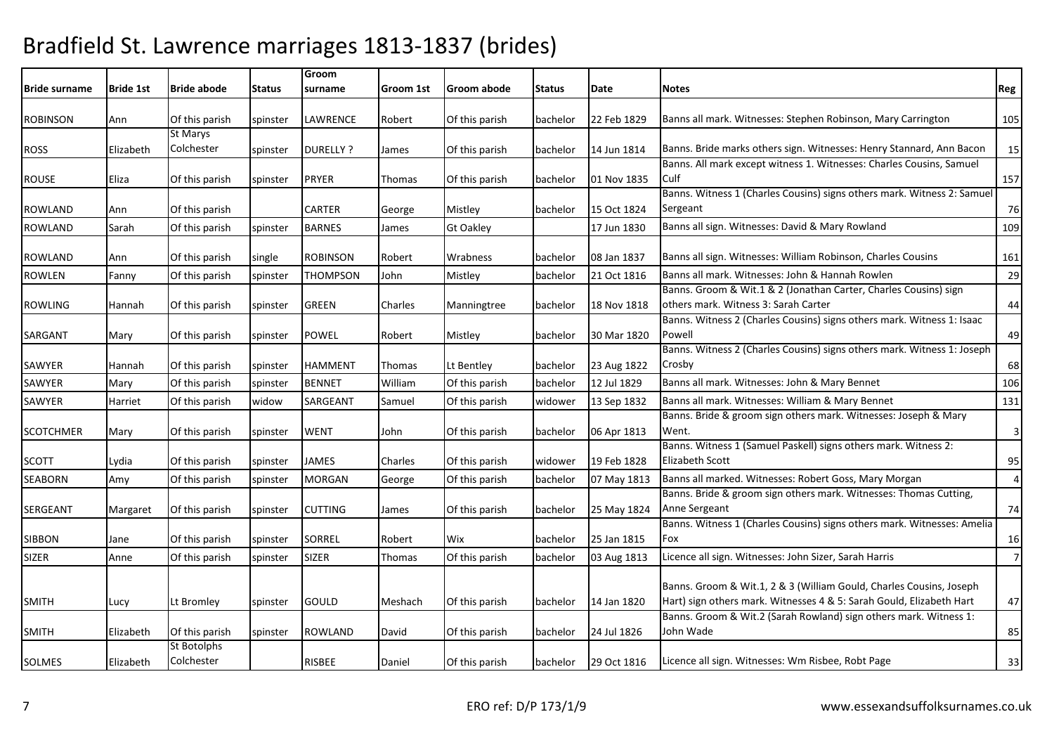# Bradfield St. Lawrence marriages 1813-1837 (brides)

| Bride surname | Bride 1st | Bride abode | Status | Groom surname | Groom 1st | Groom abode | Status | Date | Notes | Reg |
|---|---|---|---|---|---|---|---|---|---|---|
| ROBINSON | Ann | Of this parish | spinster | LAWRENCE | Robert | Of this parish | bachelor | 22 Feb 1829 | Banns all mark. Witnesses: Stephen Robinson, Mary Carrington | 105 |
| ROSS | Elizabeth | St Marys Colchester | spinster | DURELLY ? | James | Of this parish | bachelor | 14 Jun 1814 | Banns. Bride marks others sign. Witnesses: Henry Stannard, Ann Bacon | 15 |
| ROUSE | Eliza | Of this parish | spinster | PRYER | Thomas | Of this parish | bachelor | 01 Nov 1835 | Banns. All mark except witness 1. Witnesses: Charles Cousins, Samuel Culf | 157 |
| ROWLAND | Ann | Of this parish | | CARTER | George | Mistley | bachelor | 15 Oct 1824 | Banns. Witness 1 (Charles Cousins) signs others mark. Witness 2: Samuel Sergeant | 76 |
| ROWLAND | Sarah | Of this parish | spinster | BARNES | James | Gt Oakley | | 17 Jun 1830 | Banns all sign. Witnesses: David & Mary Rowland | 109 |
| ROWLAND | Ann | Of this parish | single | ROBINSON | Robert | Wrabness | bachelor | 08 Jan 1837 | Banns all sign. Witnesses: William Robinson, Charles Cousins | 161 |
| ROWLEN | Fanny | Of this parish | spinster | THOMPSON | John | Mistley | bachelor | 21 Oct 1816 | Banns all mark. Witnesses: John & Hannah Rowlen | 29 |
| ROWLING | Hannah | Of this parish | spinster | GREEN | Charles | Manningtree | bachelor | 18 Nov 1818 | Banns. Groom & Wit.1 & 2 (Jonathan Carter, Charles Cousins) sign others mark. Witness 3: Sarah Carter | 44 |
| SARGANT | Mary | Of this parish | spinster | POWEL | Robert | Mistley | bachelor | 30 Mar 1820 | Banns. Witness 2 (Charles Cousins) signs others mark. Witness 1: Isaac Powell | 49 |
| SAWYER | Hannah | Of this parish | spinster | HAMMENT | Thomas | Lt Bentley | bachelor | 23 Aug 1822 | Banns. Witness 2 (Charles Cousins) signs others mark. Witness 1: Joseph Crosby | 68 |
| SAWYER | Mary | Of this parish | spinster | BENNET | William | Of this parish | bachelor | 12 Jul 1829 | Banns all mark. Witnesses: John & Mary Bennet | 106 |
| SAWYER | Harriet | Of this parish | widow | SARGEANT | Samuel | Of this parish | widower | 13 Sep 1832 | Banns all mark. Witnesses: William & Mary Bennet | 131 |
| SCOTCHMER | Mary | Of this parish | spinster | WENT | John | Of this parish | bachelor | 06 Apr 1813 | Banns. Bride & groom sign others mark. Witnesses: Joseph & Mary Went. | 3 |
| SCOTT | Lydia | Of this parish | spinster | JAMES | Charles | Of this parish | widower | 19 Feb 1828 | Banns. Witness 1 (Samuel Paskell) signs others mark. Witness 2: Elizabeth Scott | 95 |
| SEABORN | Amy | Of this parish | spinster | MORGAN | George | Of this parish | bachelor | 07 May 1813 | Banns all marked. Witnesses: Robert Goss, Mary Morgan | 4 |
| SERGEANT | Margaret | Of this parish | spinster | CUTTING | James | Of this parish | bachelor | 25 May 1824 | Banns. Bride & groom sign others mark. Witnesses: Thomas Cutting, Anne Sergeant | 74 |
| SIBBON | Jane | Of this parish | spinster | SORREL | Robert | Wix | bachelor | 25 Jan 1815 | Banns. Witness 1 (Charles Cousins) signs others mark. Witnesses: Amelia Fox | 16 |
| SIZER | Anne | Of this parish | spinster | SIZER | Thomas | Of this parish | bachelor | 03 Aug 1813 | Licence all sign. Witnesses: John Sizer, Sarah Harris | 7 |
| SMITH | Lucy | Lt Bromley | spinster | GOULD | Meshach | Of this parish | bachelor | 14 Jan 1820 | Banns. Groom & Wit.1, 2 & 3 (William Gould, Charles Cousins, Joseph Hart) sign others mark. Witnesses 4 & 5: Sarah Gould, Elizabeth Hart | 47 |
| SMITH | Elizabeth | Of this parish | spinster | ROWLAND | David | Of this parish | bachelor | 24 Jul 1826 | Banns. Groom & Wit.2 (Sarah Rowland) sign others mark. Witness 1: John Wade | 85 |
| SOLMES | Elizabeth | St Botolphs Colchester | | RISBEE | Daniel | Of this parish | bachelor | 29 Oct 1816 | Licence all sign. Witnesses: Wm Risbee, Robt Page | 33 |

ERO ref: D/P 173/1/9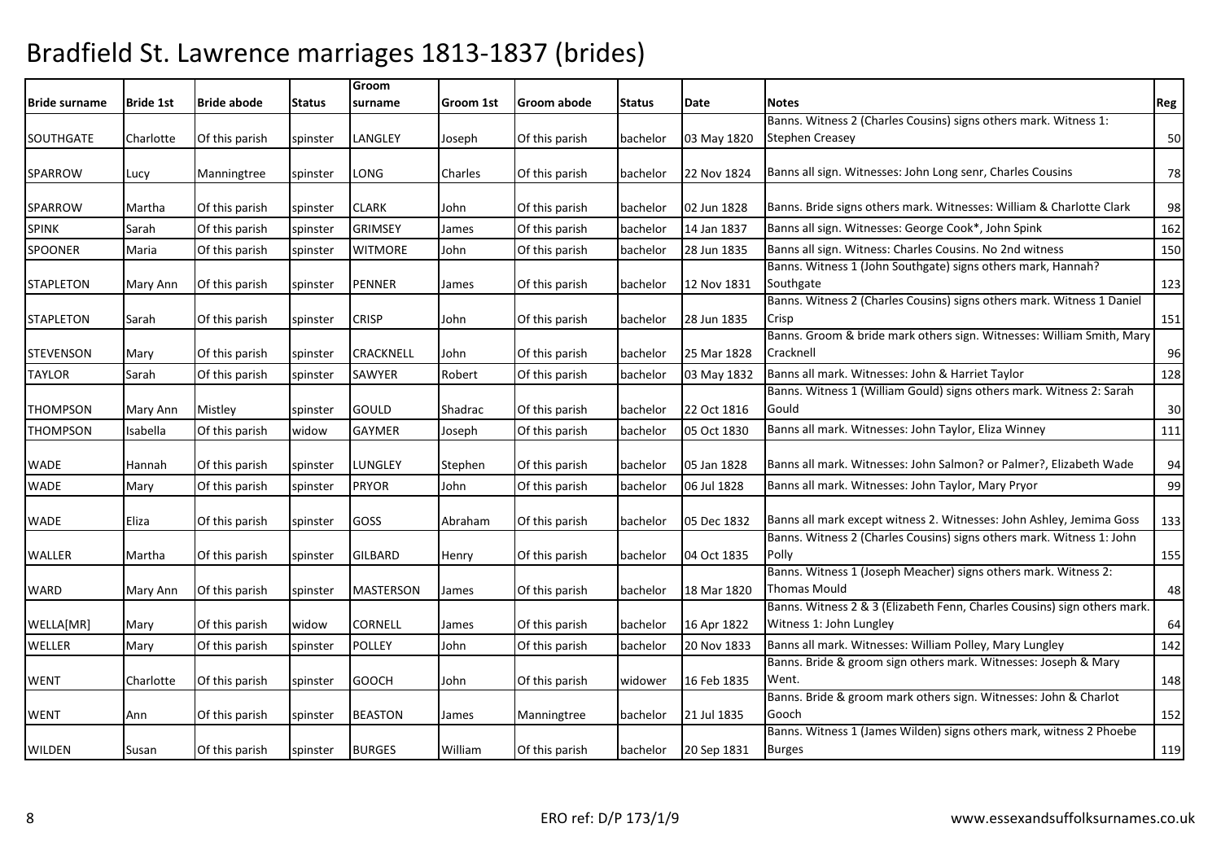# Bradfield St. Lawrence marriages 1813-1837 (brides)

| Bride surname | Bride 1st | Bride abode | Status | Groom surname | Groom 1st | Groom abode | Status | Date | Notes | Reg |
|---|---|---|---|---|---|---|---|---|---|---|
| SOUTHGATE | Charlotte | Of this parish | spinster | LANGLEY | Joseph | Of this parish | bachelor | 03 May 1820 | Banns. Witness 2 (Charles Cousins) signs others mark. Witness 1: Stephen Creasey | 50 |
| SPARROW | Lucy | Manningtree | spinster | LONG | Charles | Of this parish | bachelor | 22 Nov 1824 | Banns all sign. Witnesses: John Long senr, Charles Cousins | 78 |
| SPARROW | Martha | Of this parish | spinster | CLARK | John | Of this parish | bachelor | 02 Jun 1828 | Banns. Bride signs others mark. Witnesses: William & Charlotte Clark | 98 |
| SPINK | Sarah | Of this parish | spinster | GRIMSEY | James | Of this parish | bachelor | 14 Jan 1837 | Banns all sign. Witnesses: George Cook*, John Spink | 162 |
| SPOONER | Maria | Of this parish | spinster | WITMORE | John | Of this parish | bachelor | 28 Jun 1835 | Banns all sign. Witness: Charles Cousins. No 2nd witness | 150 |
| STAPLETON | Mary Ann | Of this parish | spinster | PENNER | James | Of this parish | bachelor | 12 Nov 1831 | Banns. Witness 1 (John Southgate) signs others mark, Hannah? Southgate | 123 |
| STAPLETON | Sarah | Of this parish | spinster | CRISP | John | Of this parish | bachelor | 28 Jun 1835 | Banns. Witness 2 (Charles Cousins) signs others mark. Witness 1 Daniel Crisp | 151 |
| STEVENSON | Mary | Of this parish | spinster | CRACKNELL | John | Of this parish | bachelor | 25 Mar 1828 | Banns. Groom & bride mark others sign. Witnesses: William Smith, Mary Cracknell | 96 |
| TAYLOR | Sarah | Of this parish | spinster | SAWYER | Robert | Of this parish | bachelor | 03 May 1832 | Banns all mark. Witnesses: John & Harriet Taylor | 128 |
| THOMPSON | Mary Ann | Mistley | spinster | GOULD | Shadrac | Of this parish | bachelor | 22 Oct 1816 | Banns. Witness 1 (William Gould) signs others mark. Witness 2: Sarah Gould | 30 |
| THOMPSON | Isabella | Of this parish | widow | GAYMER | Joseph | Of this parish | bachelor | 05 Oct 1830 | Banns all mark. Witnesses: John Taylor, Eliza Winney | 111 |
| WADE | Hannah | Of this parish | spinster | LUNGLEY | Stephen | Of this parish | bachelor | 05 Jan 1828 | Banns all mark. Witnesses: John Salmon? or Palmer?, Elizabeth Wade | 94 |
| WADE | Mary | Of this parish | spinster | PRYOR | John | Of this parish | bachelor | 06 Jul 1828 | Banns all mark. Witnesses: John Taylor, Mary Pryor | 99 |
| WADE | Eliza | Of this parish | spinster | GOSS | Abraham | Of this parish | bachelor | 05 Dec 1832 | Banns all mark except witness 2. Witnesses: John Ashley, Jemima Goss | 133 |
| WALLER | Martha | Of this parish | spinster | GILBARD | Henry | Of this parish | bachelor | 04 Oct 1835 | Banns. Witness 2 (Charles Cousins) signs others mark. Witness 1: John Polly | 155 |
| WARD | Mary Ann | Of this parish | spinster | MASTERSON | James | Of this parish | bachelor | 18 Mar 1820 | Banns. Witness 1 (Joseph Meacher) signs others mark. Witness 2: Thomas Mould | 48 |
| WELLA[MR] | Mary | Of this parish | widow | CORNELL | James | Of this parish | bachelor | 16 Apr 1822 | Banns. Witness 2 & 3 (Elizabeth Fenn, Charles Cousins) sign others mark. Witness 1: John Lungley | 64 |
| WELLER | Mary | Of this parish | spinster | POLLEY | John | Of this parish | bachelor | 20 Nov 1833 | Banns all mark. Witnesses: William Polley, Mary Lungley | 142 |
| WENT | Charlotte | Of this parish | spinster | GOOCH | John | Of this parish | widower | 16 Feb 1835 | Banns. Bride & groom sign others mark. Witnesses: Joseph & Mary Went. | 148 |
| WENT | Ann | Of this parish | spinster | BEASTON | James | Manningtree | bachelor | 21 Jul 1835 | Banns. Bride & groom mark others sign. Witnesses: John & Charlot Gooch | 152 |
| WILDEN | Susan | Of this parish | spinster | BURGES | William | Of this parish | bachelor | 20 Sep 1831 | Banns. Witness 1 (James Wilden) signs others mark, witness 2 Phoebe Burges | 119 |

ERO ref: D/P 173/1/9

www.essexandsuffolksurnames.co.uk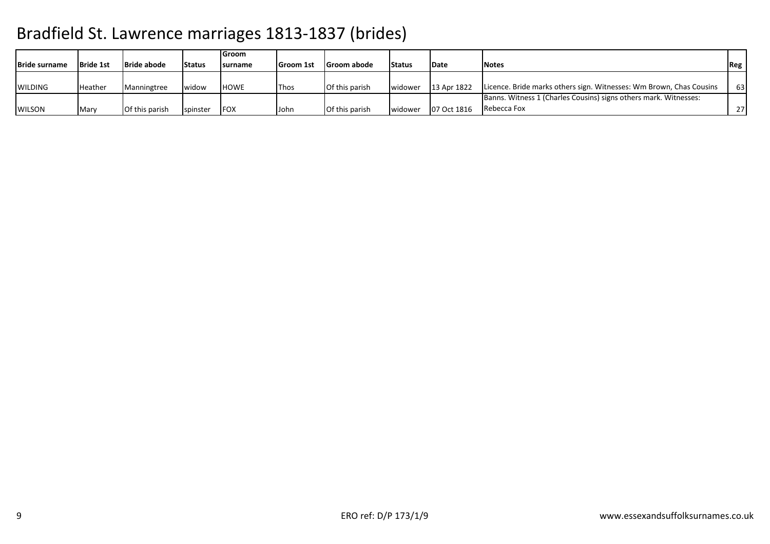# Bradfield St. Lawrence marriages 1813-1837 (brides)

| Bride surname | Bride 1st | Bride abode | Status | Groom surname | Groom 1st | Groom abode | Status | Date | Notes | Reg |
|---|---|---|---|---|---|---|---|---|---|---|
| WILDING | Heather | Manningtree | widow | HOWE | Thos | Of this parish | widower | 13 Apr 1822 | Licence. Bride marks others sign. Witnesses: Wm Brown, Chas Cousins | 63 |
| WILSON | Mary | Of this parish | spinster | FOX | John | Of this parish | widower | 07 Oct 1816 | Banns. Witness 1 (Charles Cousins) signs others mark. Witnesses: Rebecca Fox | 27 |

ERO ref: D/P 173/1/9